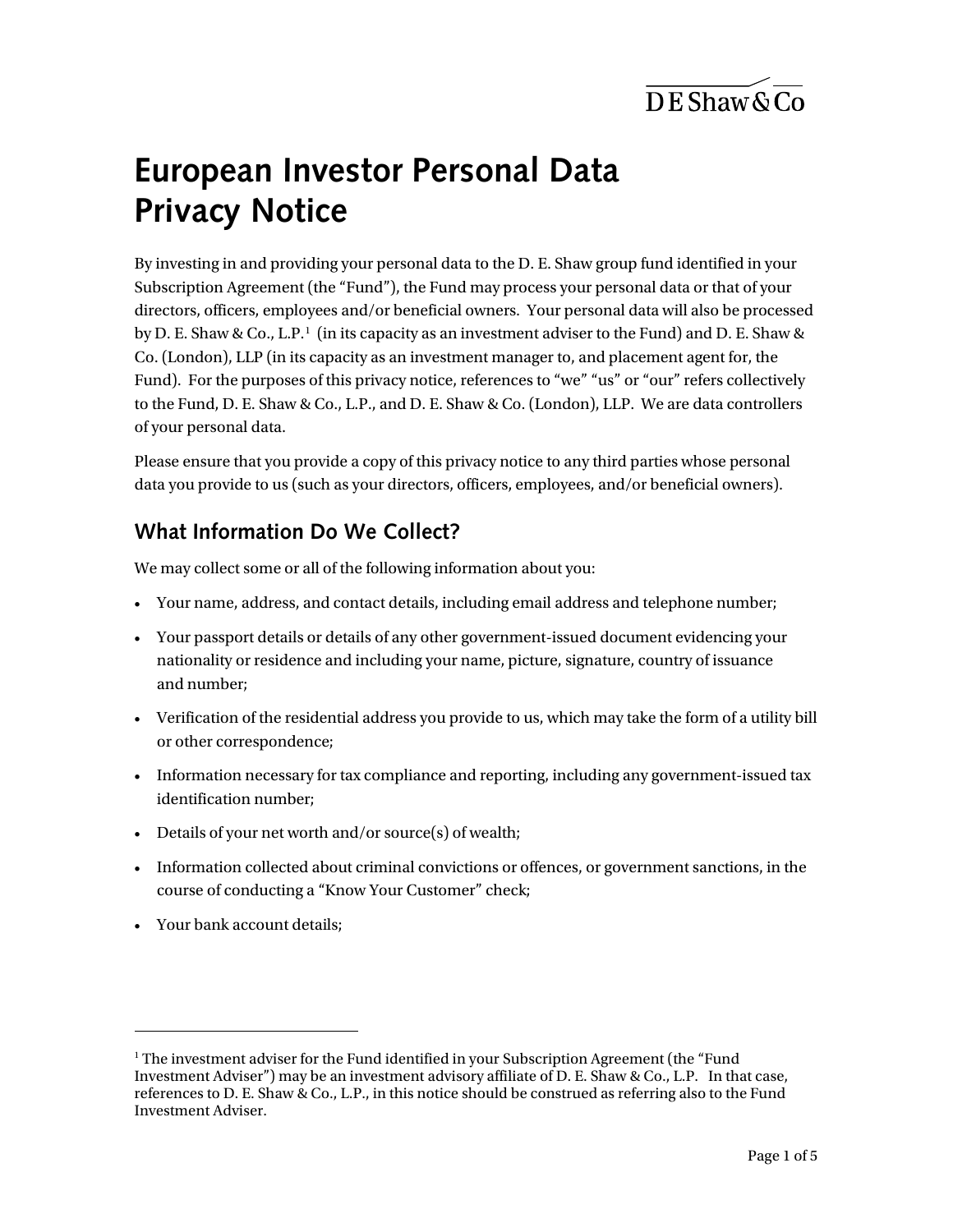# European Investor Personal Data Privacy Notice

By investing in and providing your personal data to the D. E. Shaw group fund identified in your Subscription Agreement (the "Fund"), the Fund may process your personal data or that of your directors, officers, employees and/or beneficial owners. Your personal data will also be processed by D. E. Shaw & Co., L.P.[1] (in its capacity as an investment adviser to the Fund) and D. E. Shaw & Co. (London), LLP (in its capacity as an investment manager to, and placement agent for, the Fund). For the purposes of this privacy notice, references to "we" "us" or "our" refers collectively to the Fund, D. E. Shaw & Co., L.P., and D. E. Shaw & Co. (London), LLP. We are data controllers of your personal data.

Please ensure that you provide a copy of this privacy notice to any third parties whose personal data you provide to us (such as your directors, officers, employees, and/or beneficial owners).

## What Information Do We Collect?

We may collect some or all of the following information about you:

- Your name, address, and contact details, including email address and telephone number;
- Your passport details or details of any other government-issued document evidencing your nationality or residence and including your name, picture, signature, country of issuance and number;
- Verification of the residential address you provide to us, which may take the form of a utility bill or other correspondence;
- Information necessary for tax compliance and reporting, including any government-issued tax identification number;
- Details of your net worth and/or source(s) of wealth;
- Information collected about criminal convictions or offences, or government sanctions, in the course of conducting a "Know Your Customer" check;
- Your bank account details;

[1] The investment adviser for the Fund identified in your Subscription Agreement (the "Fund Investment Adviser") may be an investment advisory affiliate of D. E. Shaw & Co., L.P. In that case, references to D. E. Shaw & Co., L.P., in this notice should be construed as referring also to the Fund Investment Adviser.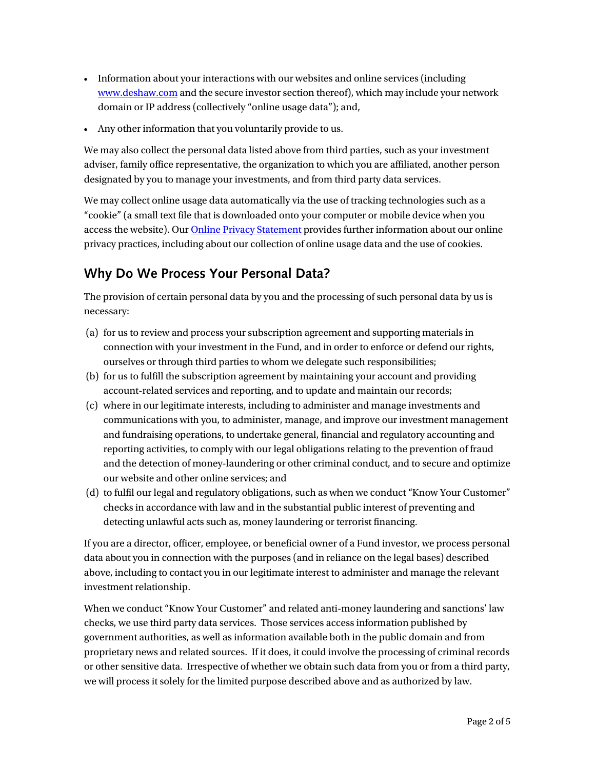- Information about your interactions with our websites and online services (including [www.deshaw.com](www.deshaw.com) and the secure investor section thereof), which may include your network domain or IP address (collectively "online usage data"); and,
- Any other information that you voluntarily provide to us.

We may also collect the personal data listed above from third parties, such as your investment adviser, family office representative, the organization to which you are affiliated, another person designated by you to manage your investments, and from third party data services.

We may collect online usage data automatically via the use of tracking technologies such as a "cookie" (a small text file that is downloaded onto your computer or mobile device when you access the website). Our Online Privacy Statement provides further information about our online privacy practices, including about our collection of online usage data and the use of cookies.

## Why Do We Process Your Personal Data?

The provision of certain personal data by you and the processing of such personal data by us is necessary:

(a) for us to review and process your subscription agreement and supporting materials in connection with your investment in the Fund, and in order to enforce or defend our rights, ourselves or through third parties to whom we delegate such responsibilities;

(b) for us to fulfill the subscription agreement by maintaining your account and providing account-related services and reporting, and to update and maintain our records;

(c) where in our legitimate interests, including to administer and manage investments and communications with you, to administer, manage, and improve our investment management and fundraising operations, to undertake general, financial and regulatory accounting and reporting activities, to comply with our legal obligations relating to the prevention of fraud and the detection of money-laundering or other criminal conduct, and to secure and optimize our website and other online services; and

(d) to fulfil our legal and regulatory obligations, such as when we conduct "Know Your Customer" checks in accordance with law and in the substantial public interest of preventing and detecting unlawful acts such as, money laundering or terrorist financing.

If you are a director, officer, employee, or beneficial owner of a Fund investor, we process personal data about you in connection with the purposes (and in reliance on the legal bases) described above, including to contact you in our legitimate interest to administer and manage the relevant investment relationship.

When we conduct "Know Your Customer" and related anti-money laundering and sanctions' law checks, we use third party data services. Those services access information published by government authorities, as well as information available both in the public domain and from proprietary news and related sources. If it does, it could involve the processing of criminal records or other sensitive data. Irrespective of whether we obtain such data from you or from a third party, we will process it solely for the limited purpose described above and as authorized by law.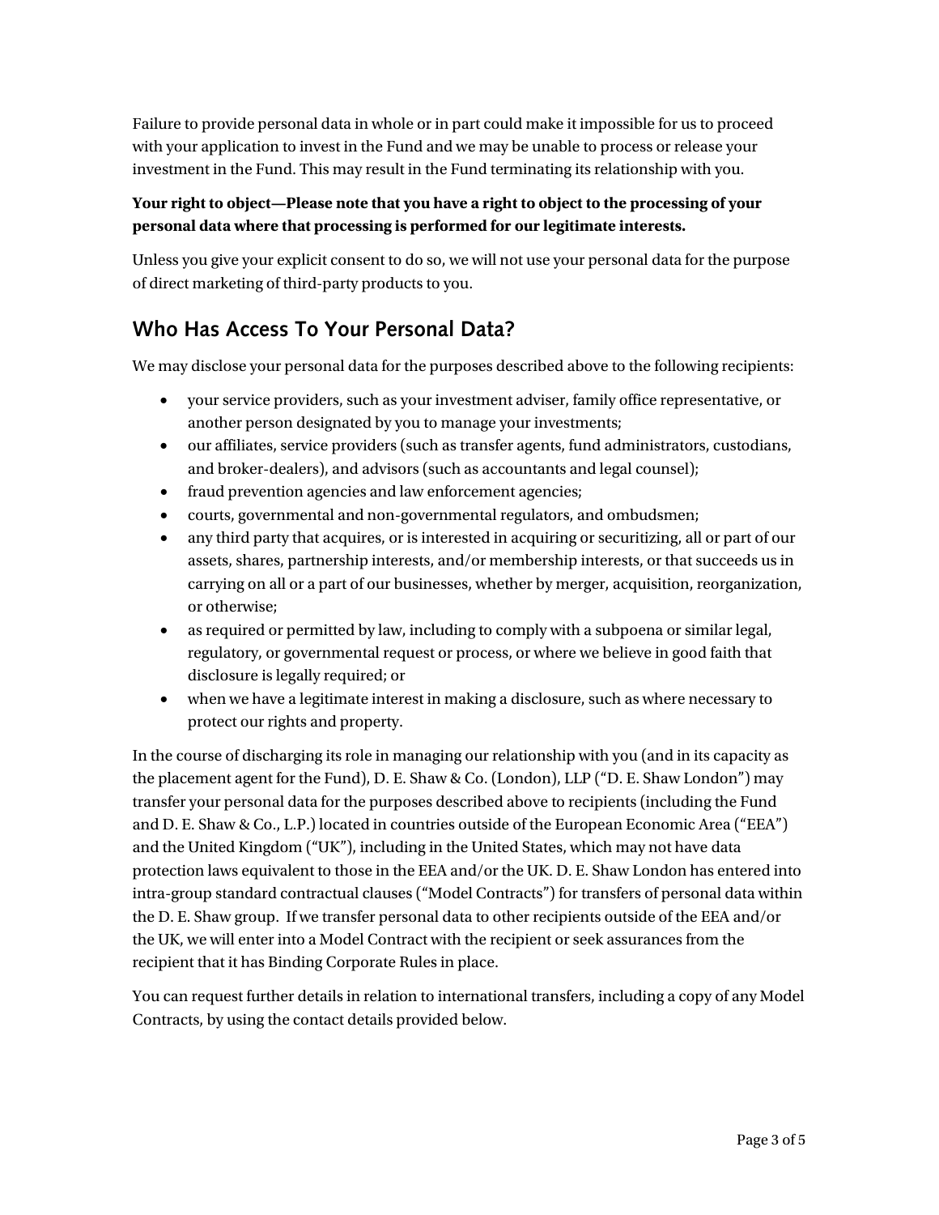Failure to provide personal data in whole or in part could make it impossible for us to proceed with your application to invest in the Fund and we may be unable to process or release your investment in the Fund. This may result in the Fund terminating its relationship with you.

**Your right to object—Please note that you have a right to object to the processing of your personal data where that processing is performed for our legitimate interests.**

Unless you give your explicit consent to do so, we will not use your personal data for the purpose of direct marketing of third-party products to you.

## Who Has Access To Your Personal Data?

We may disclose your personal data for the purposes described above to the following recipients:

- your service providers, such as your investment adviser, family office representative, or another person designated by you to manage your investments;
- our affiliates, service providers (such as transfer agents, fund administrators, custodians, and broker-dealers), and advisors (such as accountants and legal counsel);
- fraud prevention agencies and law enforcement agencies;
- courts, governmental and non-governmental regulators, and ombudsmen;
- any third party that acquires, or is interested in acquiring or securitizing, all or part of our assets, shares, partnership interests, and/or membership interests, or that succeeds us in carrying on all or a part of our businesses, whether by merger, acquisition, reorganization, or otherwise;
- as required or permitted by law, including to comply with a subpoena or similar legal, regulatory, or governmental request or process, or where we believe in good faith that disclosure is legally required; or
- when we have a legitimate interest in making a disclosure, such as where necessary to protect our rights and property.

In the course of discharging its role in managing our relationship with you (and in its capacity as the placement agent for the Fund), D. E. Shaw & Co. (London), LLP ("D. E. Shaw London") may transfer your personal data for the purposes described above to recipients (including the Fund and D. E. Shaw & Co., L.P.) located in countries outside of the European Economic Area ("EEA") and the United Kingdom ("UK"), including in the United States, which may not have data protection laws equivalent to those in the EEA and/or the UK. D. E. Shaw London has entered into intra-group standard contractual clauses ("Model Contracts") for transfers of personal data within the D. E. Shaw group. If we transfer personal data to other recipients outside of the EEA and/or the UK, we will enter into a Model Contract with the recipient or seek assurances from the recipient that it has Binding Corporate Rules in place.

You can request further details in relation to international transfers, including a copy of any Model Contracts, by using the contact details provided below.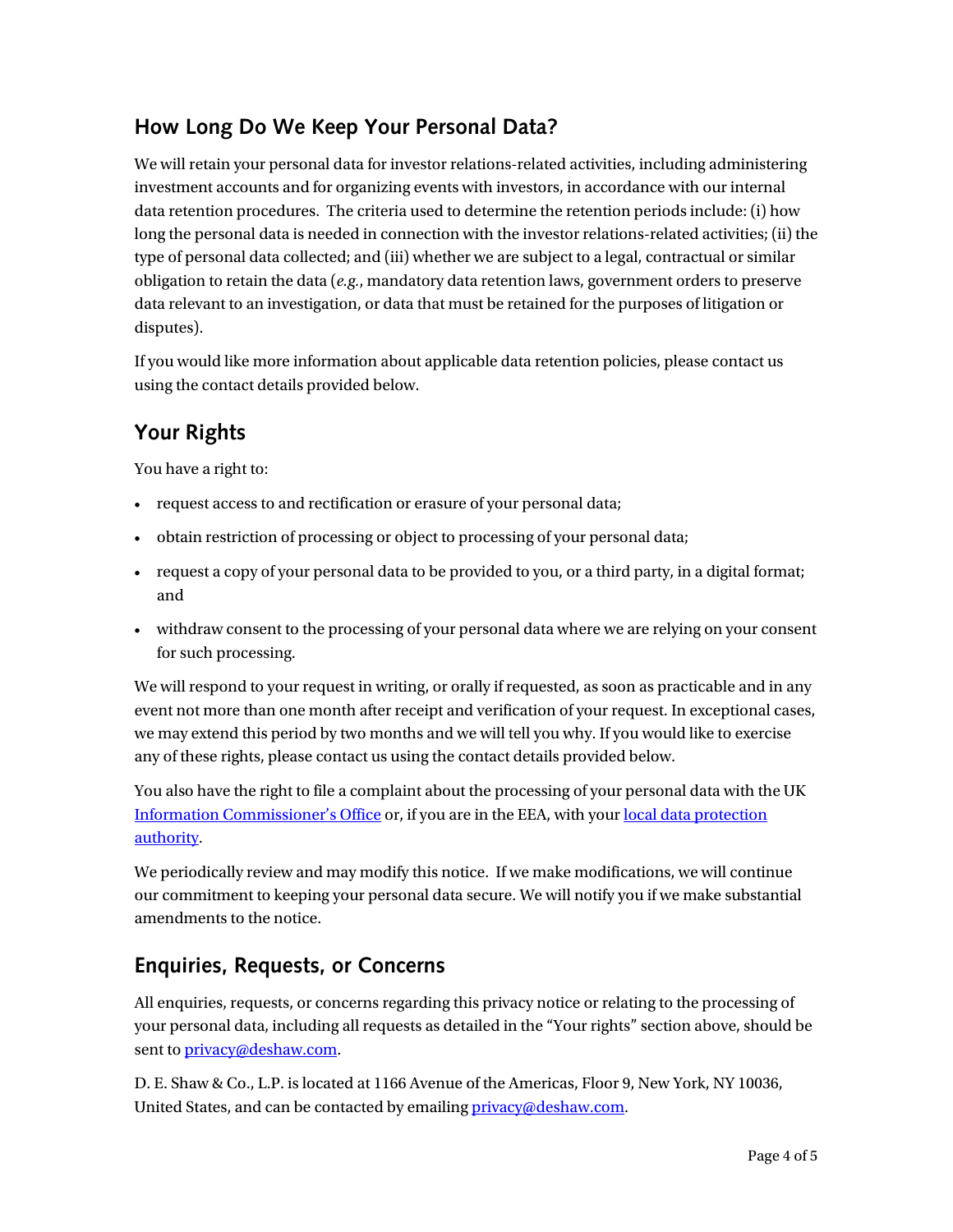## How Long Do We Keep Your Personal Data?

We will retain your personal data for investor relations-related activities, including administering investment accounts and for organizing events with investors, in accordance with our internal data retention procedures. The criteria used to determine the retention periods include: (i) how long the personal data is needed in connection with the investor relations-related activities; (ii) the type of personal data collected; and (iii) whether we are subject to a legal, contractual or similar obligation to retain the data (*e.g.*, mandatory data retention laws, government orders to preserve data relevant to an investigation, or data that must be retained for the purposes of litigation or disputes).

If you would like more information about applicable data retention policies, please contact us using the contact details provided below.

## Your Rights

You have a right to:

- request access to and rectification or erasure of your personal data;
- obtain restriction of processing or object to processing of your personal data;
- request a copy of your personal data to be provided to you, or a third party, in a digital format; and
- withdraw consent to the processing of your personal data where we are relying on your consent for such processing.

We will respond to your request in writing, or orally if requested, as soon as practicable and in any event not more than one month after receipt and verification of your request. In exceptional cases, we may extend this period by two months and we will tell you why. If you would like to exercise any of these rights, please contact us using the contact details provided below.

You also have the right to file a complaint about the processing of your personal data with the UK Information Commissioner's Office or, if you are in the EEA, with your local data protection authority.

We periodically review and may modify this notice. If we make modifications, we will continue our commitment to keeping your personal data secure. We will notify you if we make substantial amendments to the notice.

## Enquiries, Requests, or Concerns

All enquiries, requests, or concerns regarding this privacy notice or relating to the processing of your personal data, including all requests as detailed in the "Your rights" section above, should be sent to privacy@deshaw.com.

D. E. Shaw & Co., L.P. is located at 1166 Avenue of the Americas, Floor 9, New York, NY 10036, United States, and can be contacted by emailing privacy@deshaw.com.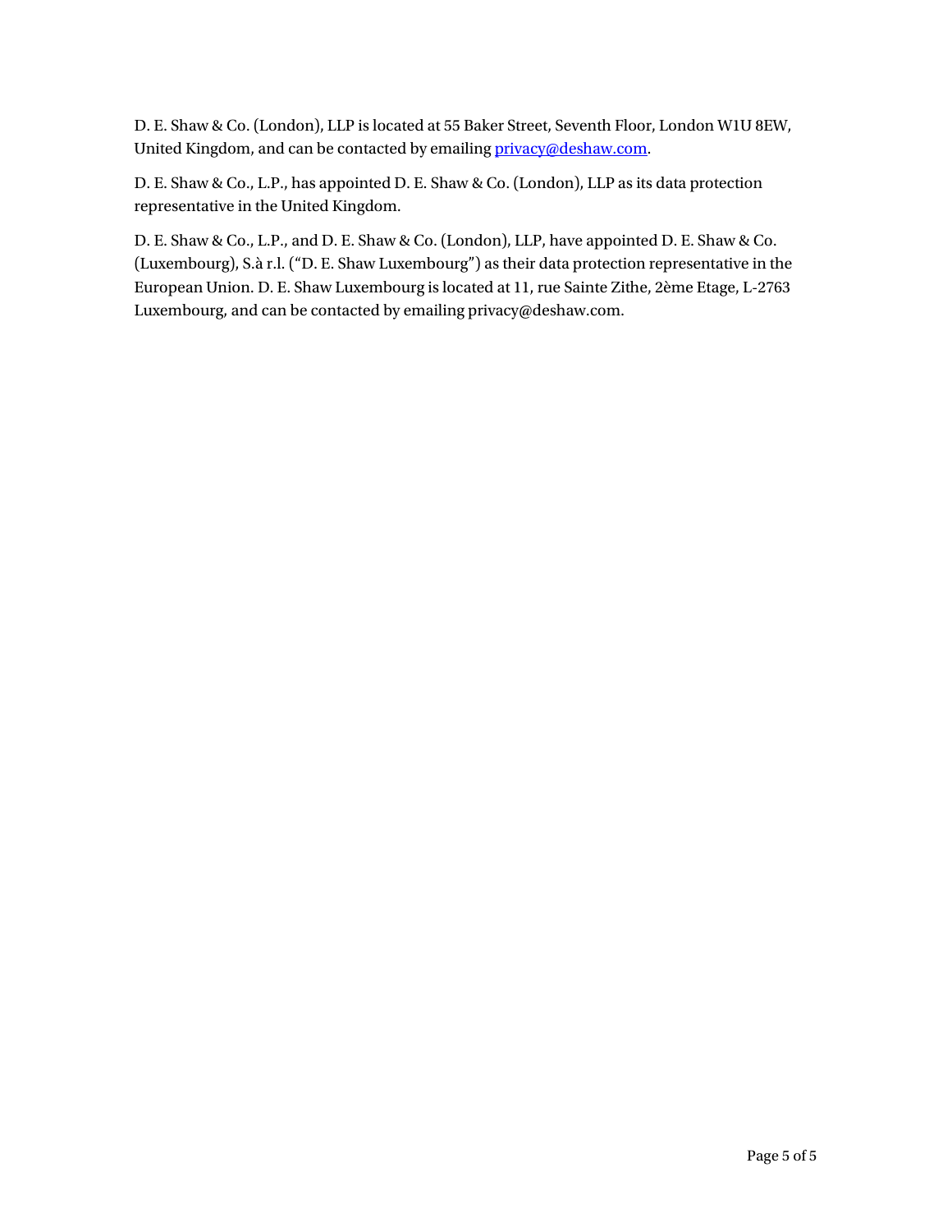D. E. Shaw & Co. (London), LLP is located at 55 Baker Street, Seventh Floor, London W1U 8EW, United Kingdom, and can be contacted by emailing [privacy@deshaw.com](mailto:privacy@deshaw.com).

D. E. Shaw & Co., L.P., has appointed D. E. Shaw & Co. (London), LLP as its data protection representative in the United Kingdom.

D. E. Shaw & Co., L.P., and D. E. Shaw & Co. (London), LLP, have appointed D. E. Shaw & Co. (Luxembourg), S.à r.l. ("D. E. Shaw Luxembourg") as their data protection representative in the European Union. D. E. Shaw Luxembourg is located at 11, rue Sainte Zithe, 2ème Etage, L-2763 Luxembourg, and can be contacted by emailing privacy@deshaw.com.